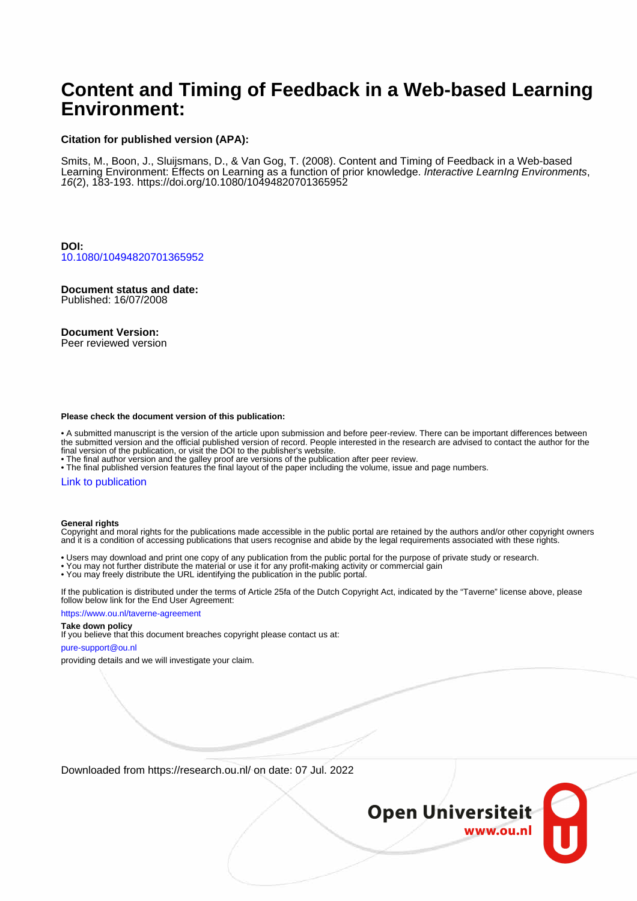# Content and Timing of Feedback in a Web-based Learning Environment:

**Citation for published version (APA):**

Smits, M., Boon, J., Sluijsmans, D., & Van Gog, T. (2008). Content and Timing of Feedback in a Web-based Learning Environment: Effects on Learning as a function of prior knowledge. *Interactive LearnIng Environments*, *16*(2), 183-193. https://doi.org/10.1080/10494820701365952

**DOI:**
10.1080/10494820701365952

**Document status and date:**
Published: 16/07/2008

**Document Version:**
Peer reviewed version

**Please check the document version of this publication:**

- A submitted manuscript is the version of the article upon submission and before peer-review. There can be important differences between the submitted version and the official published version of record. People interested in the research are advised to contact the author for the final version of the publication, or visit the DOI to the publisher's website.
- The final author version and the galley proof are versions of the publication after peer review.
- The final published version features the final layout of the paper including the volume, issue and page numbers.

Link to publication

**General rights**
Copyright and moral rights for the publications made accessible in the public portal are retained by the authors and/or other copyright owners and it is a condition of accessing publications that users recognise and abide by the legal requirements associated with these rights.

- Users may download and print one copy of any publication from the public portal for the purpose of private study or research.
- You may not further distribute the material or use it for any profit-making activity or commercial gain
- You may freely distribute the URL identifying the publication in the public portal.

If the publication is distributed under the terms of Article 25fa of the Dutch Copyright Act, indicated by the "Taverne" license above, please follow below link for the End User Agreement:

https://www.ou.nl/taverne-agreement

**Take down policy**
If you believe that this document breaches copyright please contact us at:

pure-support@ou.nl

providing details and we will investigate your claim.

Downloaded from https://research.ou.nl/ on date: 07 Jul. 2022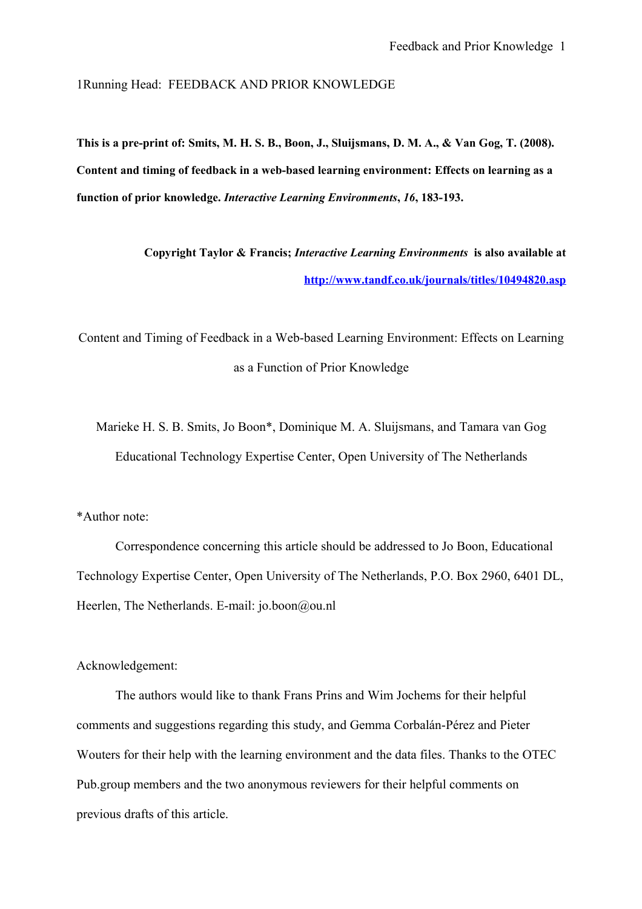1Running Head: FEEDBACK AND PRIOR KNOWLEDGE

**This is a pre-print of: Smits, M. H. S. B., Boon, J., Sluijsmans, D. M. A., & Van Gog, T. (2008). Content and timing of feedback in a web-based learning environment: Effects on learning as a function of prior knowledge. *Interactive Learning Environments*, *16*, 183-193.**

**Copyright Taylor & Francis; *Interactive Learning Environments* is also available at [http://www.tandf.co.uk/journals/titles/10494820.asp](http://www.tandf.co.uk/journals/titles/10494820.asp)**

# Content and Timing of Feedback in a Web-based Learning Environment: Effects on Learning as a Function of Prior Knowledge

Marieke H. S. B. Smits, Jo Boon*, Dominique M. A. Sluijsmans, and Tamara van Gog

Educational Technology Expertise Center, Open University of The Netherlands

*Author note:

Correspondence concerning this article should be addressed to Jo Boon, Educational Technology Expertise Center, Open University of The Netherlands, P.O. Box 2960, 6401 DL, Heerlen, The Netherlands. E-mail: jo.boon@ou.nl

Acknowledgement:

The authors would like to thank Frans Prins and Wim Jochems for their helpful comments and suggestions regarding this study, and Gemma Corbalán-Pérez and Pieter Wouters for their help with the learning environment and the data files. Thanks to the OTEC Pub.group members and the two anonymous reviewers for their helpful comments on previous drafts of this article.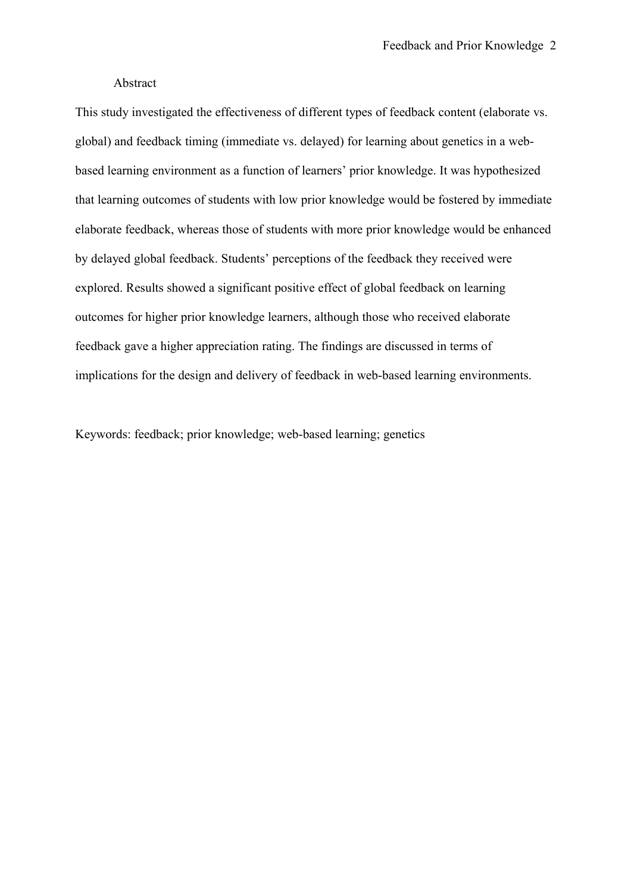## Abstract

This study investigated the effectiveness of different types of feedback content (elaborate vs. global) and feedback timing (immediate vs. delayed) for learning about genetics in a web-based learning environment as a function of learners' prior knowledge. It was hypothesized that learning outcomes of students with low prior knowledge would be fostered by immediate elaborate feedback, whereas those of students with more prior knowledge would be enhanced by delayed global feedback. Students' perceptions of the feedback they received were explored. Results showed a significant positive effect of global feedback on learning outcomes for higher prior knowledge learners, although those who received elaborate feedback gave a higher appreciation rating. The findings are discussed in terms of implications for the design and delivery of feedback in web-based learning environments.

Keywords: feedback; prior knowledge; web-based learning; genetics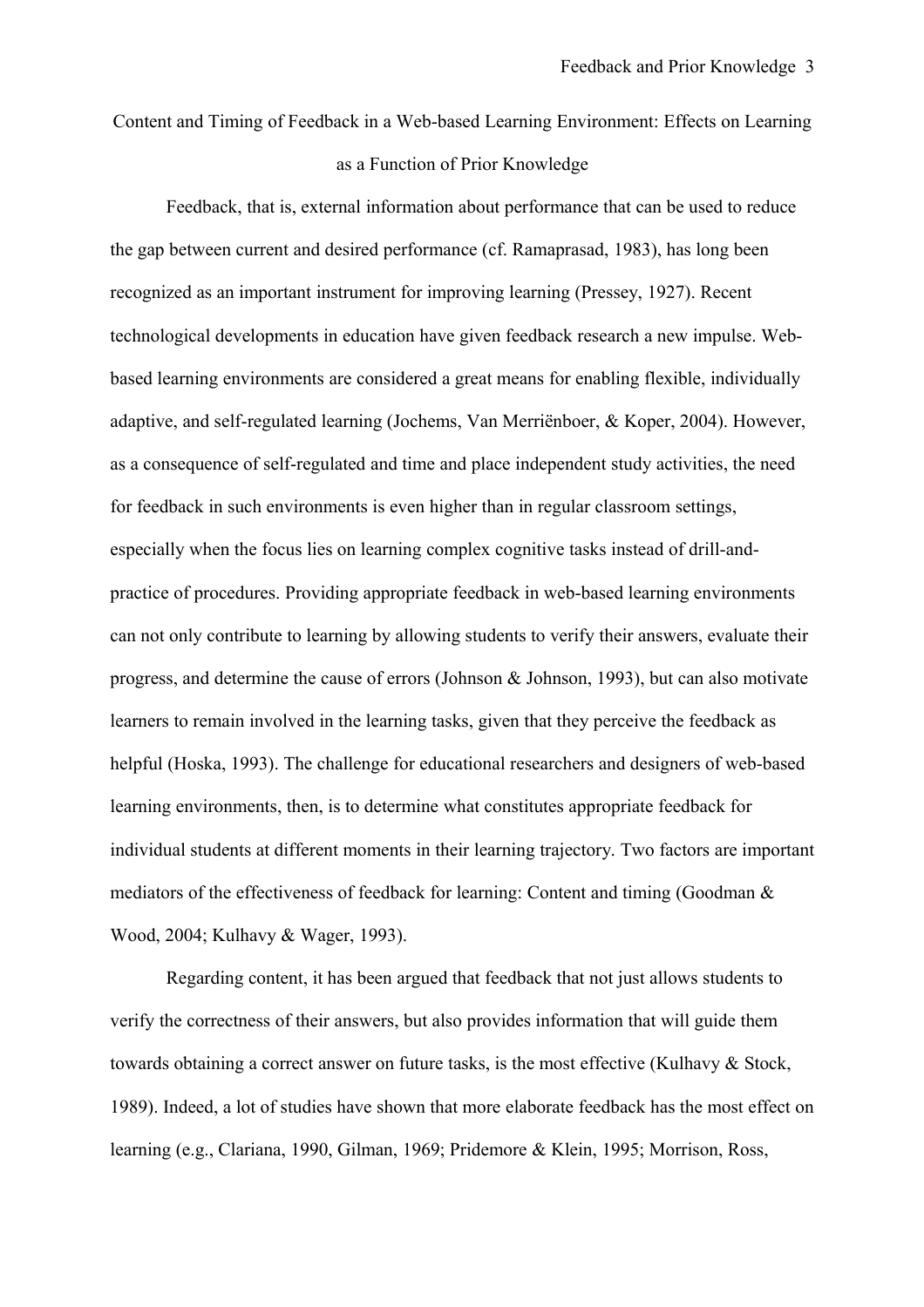# Content and Timing of Feedback in a Web-based Learning Environment: Effects on Learning as a Function of Prior Knowledge

Feedback, that is, external information about performance that can be used to reduce the gap between current and desired performance (cf. Ramaprasad, 1983), has long been recognized as an important instrument for improving learning (Pressey, 1927). Recent technological developments in education have given feedback research a new impulse. Web-based learning environments are considered a great means for enabling flexible, individually adaptive, and self-regulated learning (Jochems, Van Merriënboer, & Koper, 2004). However, as a consequence of self-regulated and time and place independent study activities, the need for feedback in such environments is even higher than in regular classroom settings, especially when the focus lies on learning complex cognitive tasks instead of drill-and-practice of procedures. Providing appropriate feedback in web-based learning environments can not only contribute to learning by allowing students to verify their answers, evaluate their progress, and determine the cause of errors (Johnson & Johnson, 1993), but can also motivate learners to remain involved in the learning tasks, given that they perceive the feedback as helpful (Hoska, 1993). The challenge for educational researchers and designers of web-based learning environments, then, is to determine what constitutes appropriate feedback for individual students at different moments in their learning trajectory. Two factors are important mediators of the effectiveness of feedback for learning: Content and timing (Goodman & Wood, 2004; Kulhavy & Wager, 1993).

Regarding content, it has been argued that feedback that not just allows students to verify the correctness of their answers, but also provides information that will guide them towards obtaining a correct answer on future tasks, is the most effective (Kulhavy & Stock, 1989). Indeed, a lot of studies have shown that more elaborate feedback has the most effect on learning (e.g., Clariana, 1990, Gilman, 1969; Pridemore & Klein, 1995; Morrison, Ross,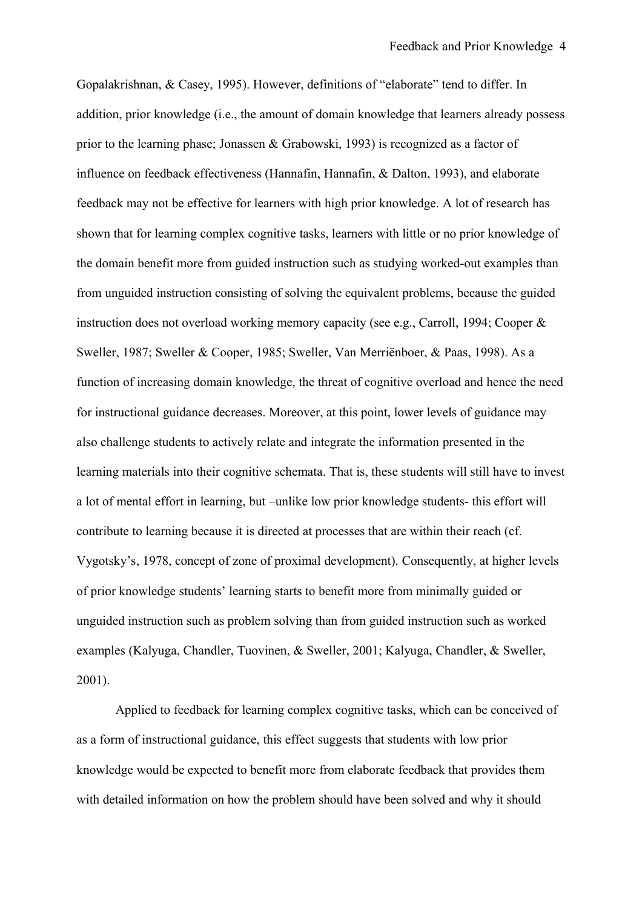Gopalakrishnan, & Casey, 1995). However, definitions of "elaborate" tend to differ. In addition, prior knowledge (i.e., the amount of domain knowledge that learners already possess prior to the learning phase; Jonassen & Grabowski, 1993) is recognized as a factor of influence on feedback effectiveness (Hannafin, Hannafin, & Dalton, 1993), and elaborate feedback may not be effective for learners with high prior knowledge. A lot of research has shown that for learning complex cognitive tasks, learners with little or no prior knowledge of the domain benefit more from guided instruction such as studying worked-out examples than from unguided instruction consisting of solving the equivalent problems, because the guided instruction does not overload working memory capacity (see e.g., Carroll, 1994; Cooper & Sweller, 1987; Sweller & Cooper, 1985; Sweller, Van Merriënboer, & Paas, 1998). As a function of increasing domain knowledge, the threat of cognitive overload and hence the need for instructional guidance decreases. Moreover, at this point, lower levels of guidance may also challenge students to actively relate and integrate the information presented in the learning materials into their cognitive schemata. That is, these students will still have to invest a lot of mental effort in learning, but –unlike low prior knowledge students- this effort will contribute to learning because it is directed at processes that are within their reach (cf. Vygotsky's, 1978, concept of zone of proximal development). Consequently, at higher levels of prior knowledge students' learning starts to benefit more from minimally guided or unguided instruction such as problem solving than from guided instruction such as worked examples (Kalyuga, Chandler, Tuovinen, & Sweller, 2001; Kalyuga, Chandler, & Sweller, 2001).

Applied to feedback for learning complex cognitive tasks, which can be conceived of as a form of instructional guidance, this effect suggests that students with low prior knowledge would be expected to benefit more from elaborate feedback that provides them with detailed information on how the problem should have been solved and why it should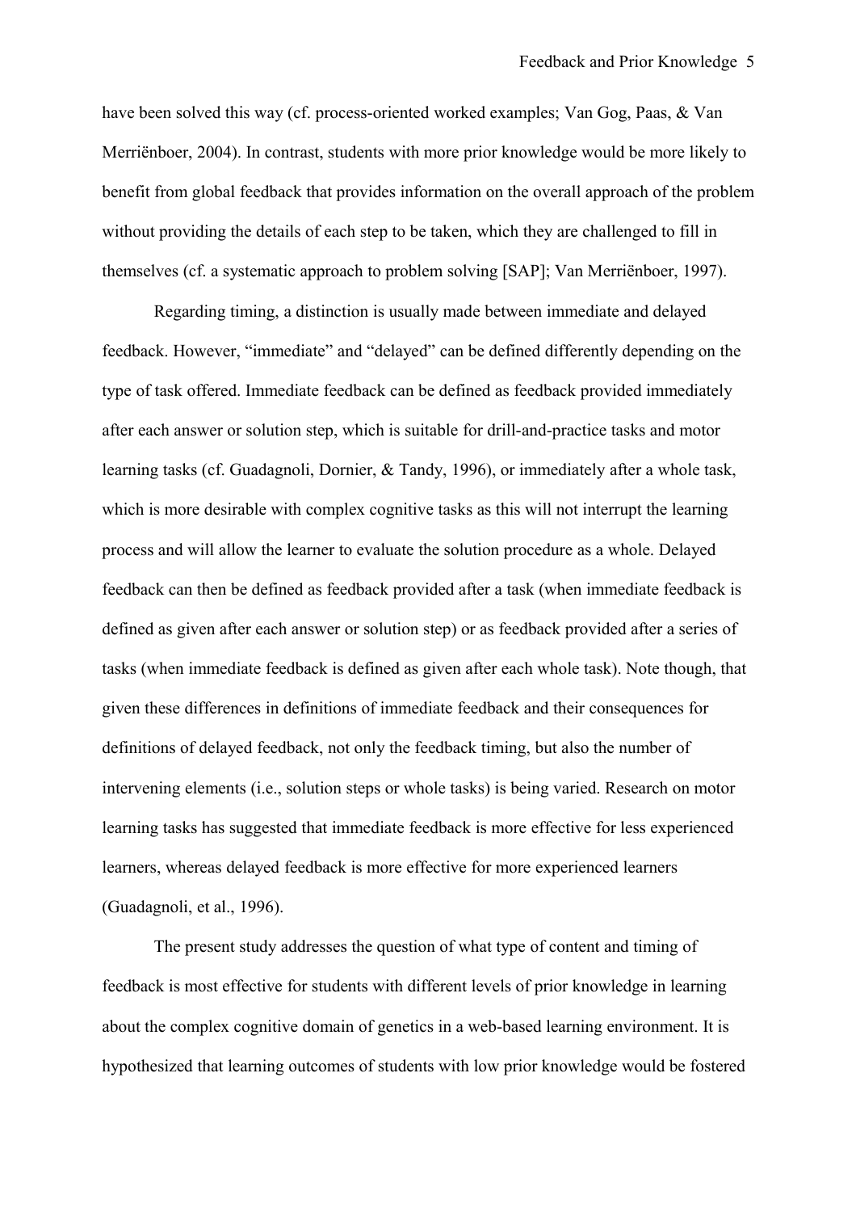have been solved this way (cf. process-oriented worked examples; Van Gog, Paas, & Van Merriënboer, 2004). In contrast, students with more prior knowledge would be more likely to benefit from global feedback that provides information on the overall approach of the problem without providing the details of each step to be taken, which they are challenged to fill in themselves (cf. a systematic approach to problem solving [SAP]; Van Merriënboer, 1997).

Regarding timing, a distinction is usually made between immediate and delayed feedback. However, "immediate" and "delayed" can be defined differently depending on the type of task offered. Immediate feedback can be defined as feedback provided immediately after each answer or solution step, which is suitable for drill-and-practice tasks and motor learning tasks (cf. Guadagnoli, Dornier, & Tandy, 1996), or immediately after a whole task, which is more desirable with complex cognitive tasks as this will not interrupt the learning process and will allow the learner to evaluate the solution procedure as a whole. Delayed feedback can then be defined as feedback provided after a task (when immediate feedback is defined as given after each answer or solution step) or as feedback provided after a series of tasks (when immediate feedback is defined as given after each whole task). Note though, that given these differences in definitions of immediate feedback and their consequences for definitions of delayed feedback, not only the feedback timing, but also the number of intervening elements (i.e., solution steps or whole tasks) is being varied. Research on motor learning tasks has suggested that immediate feedback is more effective for less experienced learners, whereas delayed feedback is more effective for more experienced learners (Guadagnoli, et al., 1996).

The present study addresses the question of what type of content and timing of feedback is most effective for students with different levels of prior knowledge in learning about the complex cognitive domain of genetics in a web-based learning environment. It is hypothesized that learning outcomes of students with low prior knowledge would be fostered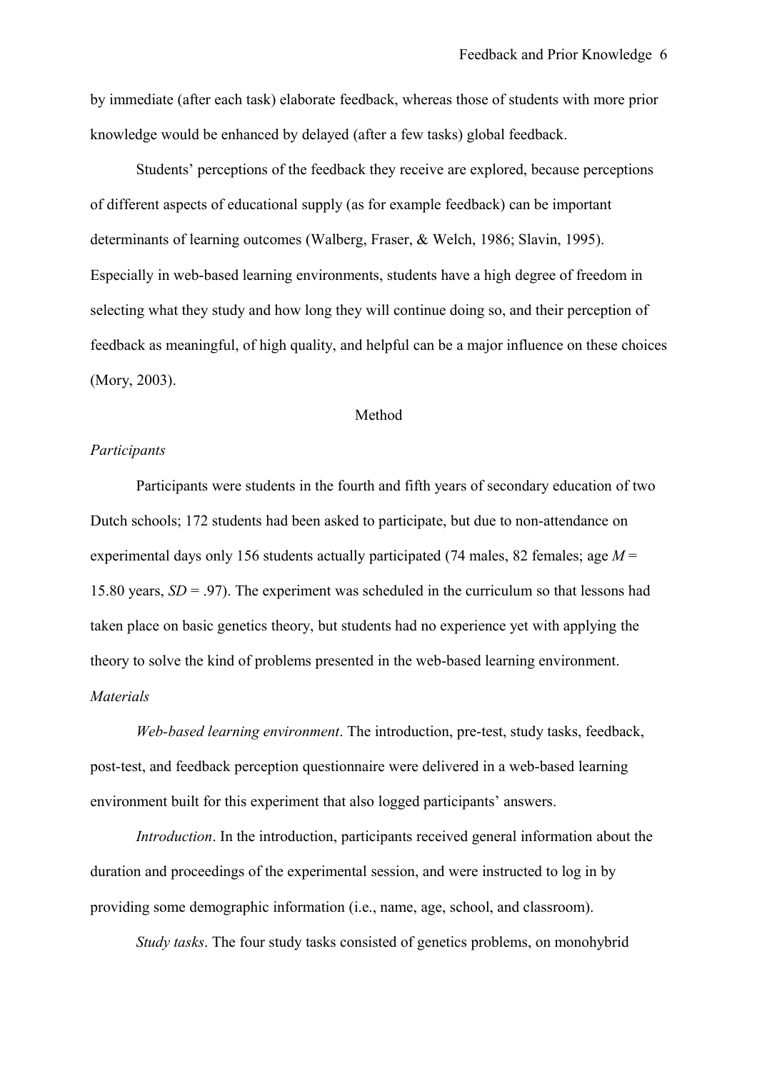by immediate (after each task) elaborate feedback, whereas those of students with more prior knowledge would be enhanced by delayed (after a few tasks) global feedback.

Students' perceptions of the feedback they receive are explored, because perceptions of different aspects of educational supply (as for example feedback) can be important determinants of learning outcomes (Walberg, Fraser, & Welch, 1986; Slavin, 1995). Especially in web-based learning environments, students have a high degree of freedom in selecting what they study and how long they will continue doing so, and their perception of feedback as meaningful, of high quality, and helpful can be a major influence on these choices (Mory, 2003).

## Method

### *Participants*

Participants were students in the fourth and fifth years of secondary education of two Dutch schools; 172 students had been asked to participate, but due to non-attendance on experimental days only 156 students actually participated (74 males, 82 females; age $M$ = 15.80 years, $SD$ = .97). The experiment was scheduled in the curriculum so that lessons had taken place on basic genetics theory, but students had no experience yet with applying the theory to solve the kind of problems presented in the web-based learning environment.

### *Materials*

*Web-based learning environment*. The introduction, pre-test, study tasks, feedback, post-test, and feedback perception questionnaire were delivered in a web-based learning environment built for this experiment that also logged participants' answers.

*Introduction*. In the introduction, participants received general information about the duration and proceedings of the experimental session, and were instructed to log in by providing some demographic information (i.e., name, age, school, and classroom).

*Study tasks*. The four study tasks consisted of genetics problems, on monohybrid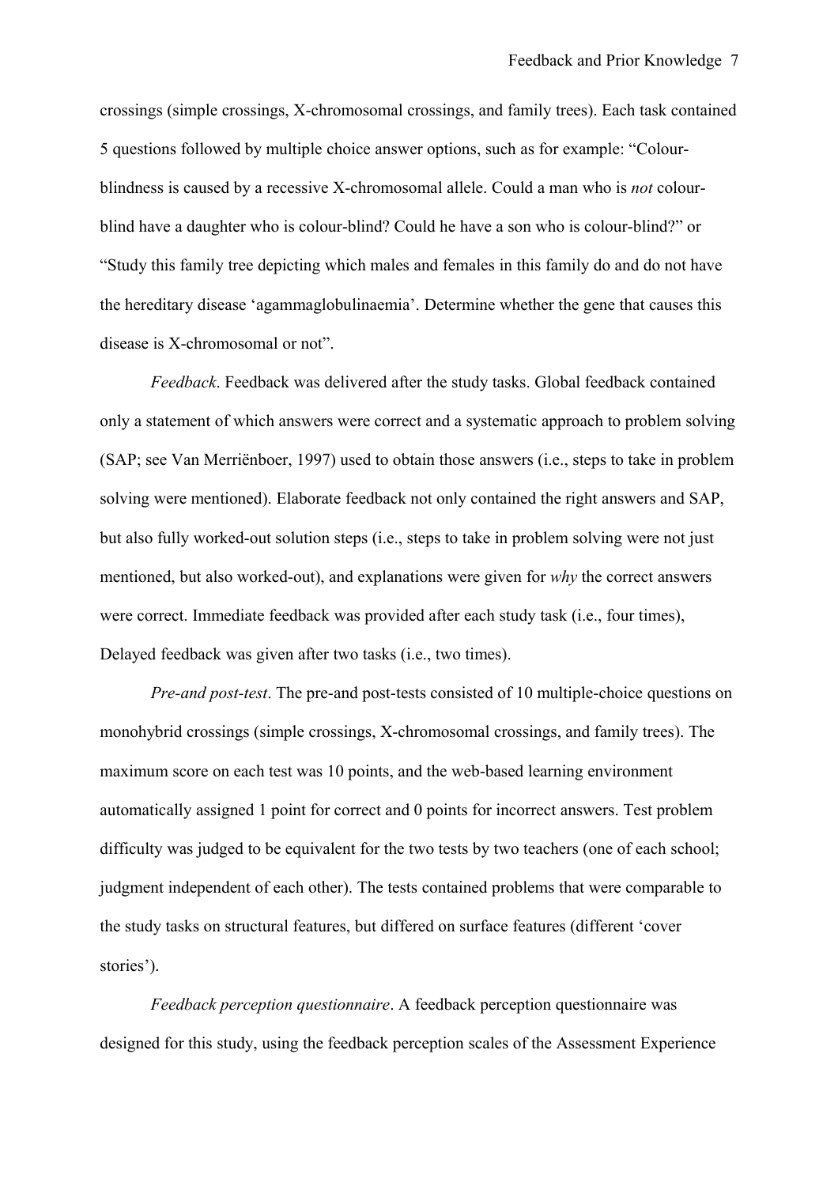crossings (simple crossings, X-chromosomal crossings, and family trees). Each task contained 5 questions followed by multiple choice answer options, such as for example: "Colour-blindness is caused by a recessive X-chromosomal allele. Could a man who is *not* colour-blind have a daughter who is colour-blind? Could he have a son who is colour-blind?" or "Study this family tree depicting which males and females in this family do and do not have the hereditary disease 'agammaglobulinaemia'. Determine whether the gene that causes this disease is X-chromosomal or not".

*Feedback*. Feedback was delivered after the study tasks. Global feedback contained only a statement of which answers were correct and a systematic approach to problem solving (SAP; see Van Merriënboer, 1997) used to obtain those answers (i.e., steps to take in problem solving were mentioned). Elaborate feedback not only contained the right answers and SAP, but also fully worked-out solution steps (i.e., steps to take in problem solving were not just mentioned, but also worked-out), and explanations were given for *why* the correct answers were correct. Immediate feedback was provided after each study task (i.e., four times), Delayed feedback was given after two tasks (i.e., two times).

*Pre-and post-test*. The pre-and post-tests consisted of 10 multiple-choice questions on monohybrid crossings (simple crossings, X-chromosomal crossings, and family trees). The maximum score on each test was 10 points, and the web-based learning environment automatically assigned 1 point for correct and 0 points for incorrect answers. Test problem difficulty was judged to be equivalent for the two tests by two teachers (one of each school; judgment independent of each other). The tests contained problems that were comparable to the study tasks on structural features, but differed on surface features (different 'cover stories').

*Feedback perception questionnaire*. A feedback perception questionnaire was designed for this study, using the feedback perception scales of the Assessment Experience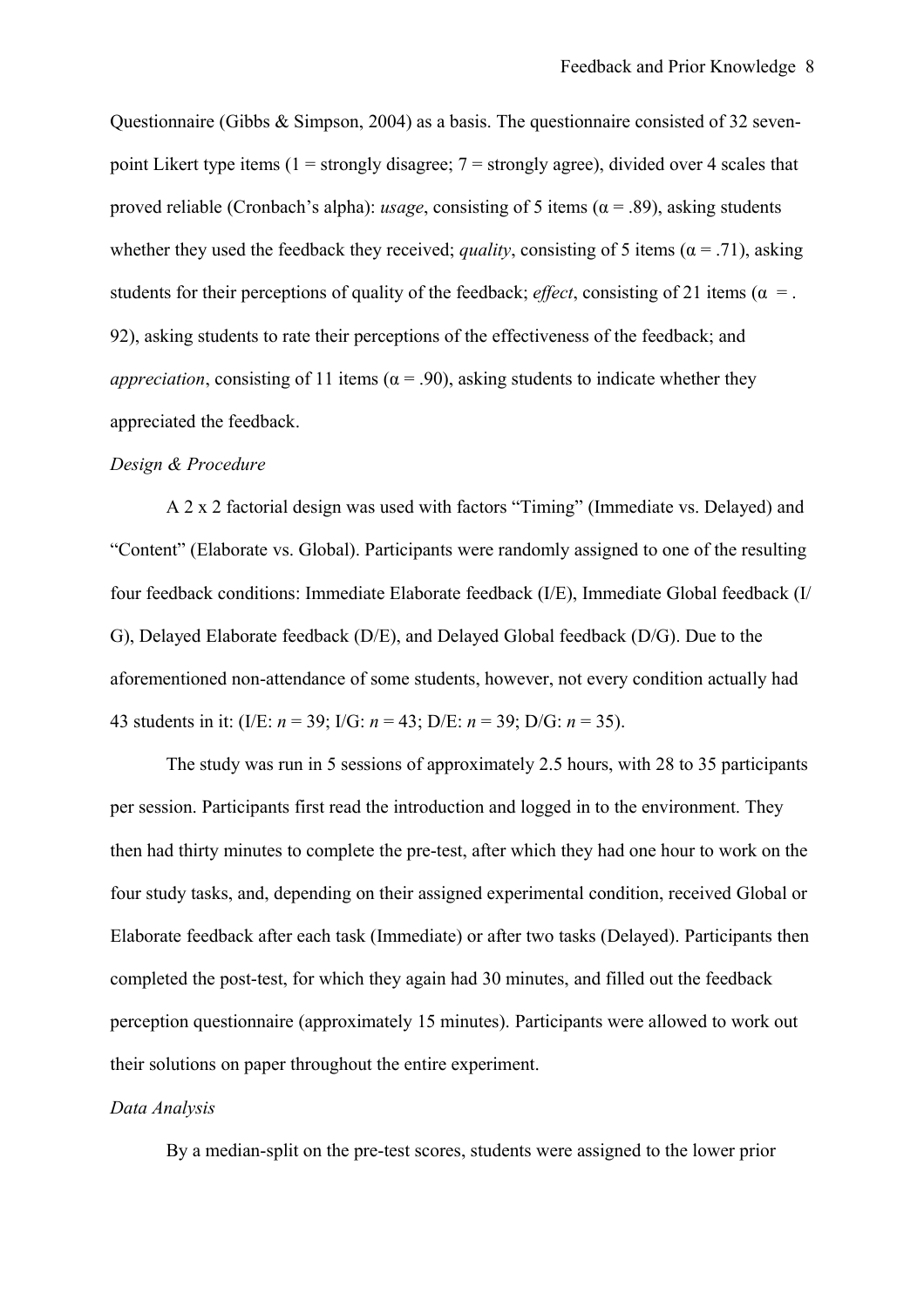Questionnaire (Gibbs & Simpson, 2004) as a basis. The questionnaire consisted of 32 seven-point Likert type items (1 = strongly disagree; 7 = strongly agree), divided over 4 scales that proved reliable (Cronbach's alpha): *usage*, consisting of 5 items ($\alpha = .89$), asking students whether they used the feedback they received; *quality*, consisting of 5 items ($\alpha = .71$), asking students for their perceptions of quality of the feedback; *effect*, consisting of 21 items ($\alpha = .92$), asking students to rate their perceptions of the effectiveness of the feedback; and *appreciation*, consisting of 11 items ($\alpha = .90$), asking students to indicate whether they appreciated the feedback.

*Design & Procedure*

A 2 x 2 factorial design was used with factors "Timing" (Immediate vs. Delayed) and "Content" (Elaborate vs. Global). Participants were randomly assigned to one of the resulting four feedback conditions: Immediate Elaborate feedback (I/E), Immediate Global feedback (I/G), Delayed Elaborate feedback (D/E), and Delayed Global feedback (D/G). Due to the aforementioned non-attendance of some students, however, not every condition actually had 43 students in it: (I/E: $n = 39$; I/G: $n = 43$; D/E: $n = 39$; D/G: $n = 35$).

The study was run in 5 sessions of approximately 2.5 hours, with 28 to 35 participants per session. Participants first read the introduction and logged in to the environment. They then had thirty minutes to complete the pre-test, after which they had one hour to work on the four study tasks, and, depending on their assigned experimental condition, received Global or Elaborate feedback after each task (Immediate) or after two tasks (Delayed). Participants then completed the post-test, for which they again had 30 minutes, and filled out the feedback perception questionnaire (approximately 15 minutes). Participants were allowed to work out their solutions on paper throughout the entire experiment.

*Data Analysis*

By a median-split on the pre-test scores, students were assigned to the lower prior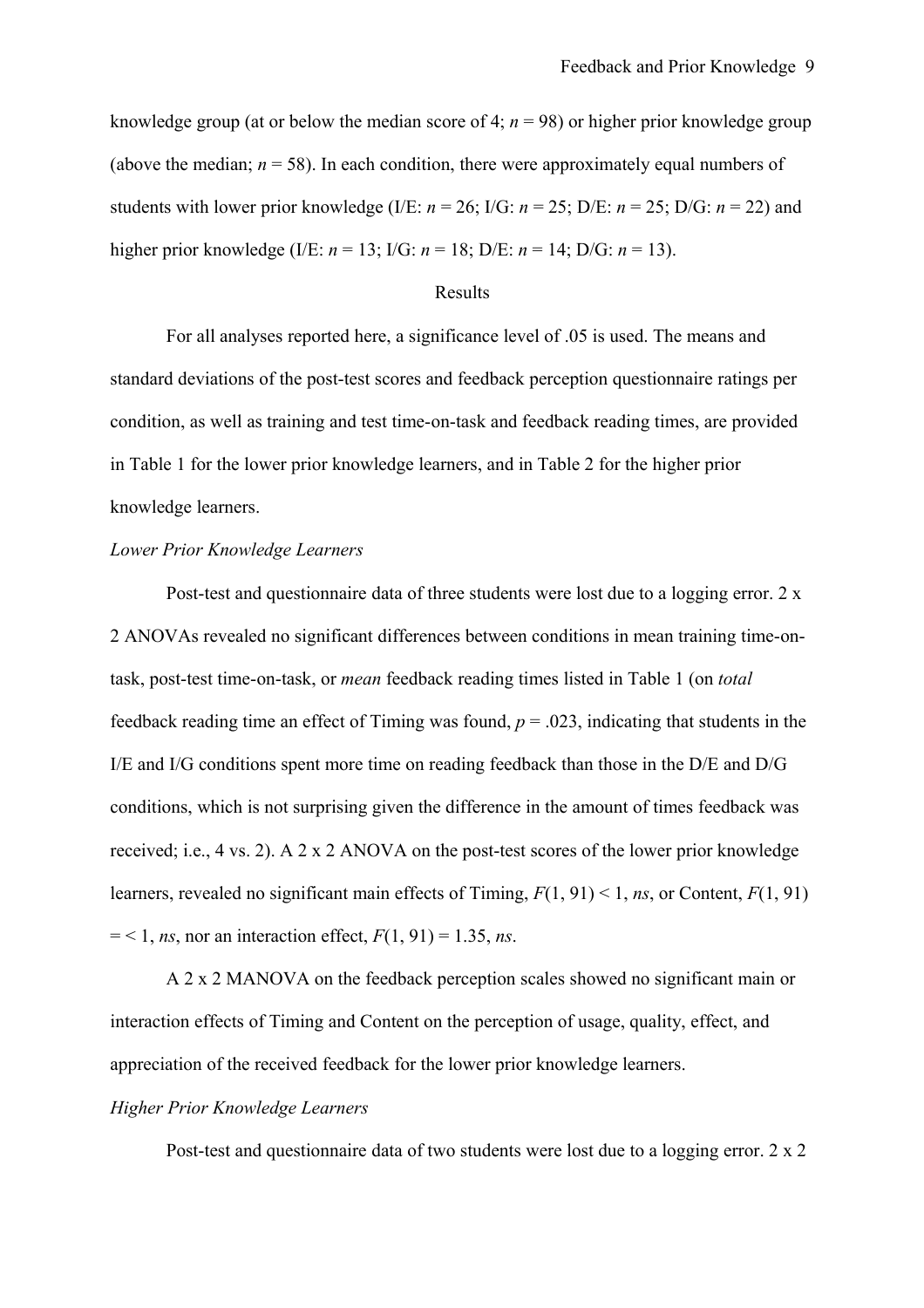knowledge group (at or below the median score of 4; $n = 98$) or higher prior knowledge group (above the median; $n = 58$). In each condition, there were approximately equal numbers of students with lower prior knowledge (I/E: $n = 26$; I/G: $n = 25$; D/E: $n = 25$; D/G: $n = 22$) and higher prior knowledge (I/E: $n = 13$; I/G: $n = 18$; D/E: $n = 14$; D/G: $n = 13$).

## Results

For all analyses reported here, a significance level of .05 is used. The means and standard deviations of the post-test scores and feedback perception questionnaire ratings per condition, as well as training and test time-on-task and feedback reading times, are provided in Table 1 for the lower prior knowledge learners, and in Table 2 for the higher prior knowledge learners.

### *Lower Prior Knowledge Learners*

Post-test and questionnaire data of three students were lost due to a logging error. 2 x 2 ANOVAs revealed no significant differences between conditions in mean training time-on-task, post-test time-on-task, or *mean* feedback reading times listed in Table 1 (on *total* feedback reading time an effect of Timing was found, $p = .023$, indicating that students in the I/E and I/G conditions spent more time on reading feedback than those in the D/E and D/G conditions, which is not surprising given the difference in the amount of times feedback was received; i.e., 4 vs. 2). A 2 x 2 ANOVA on the post-test scores of the lower prior knowledge learners, revealed no significant main effects of Timing, $F(1, 91) < 1$, *ns*, or Content, $F(1, 91) = < 1$, *ns*, nor an interaction effect, $F(1, 91) = 1.35$, *ns*.

A 2 x 2 MANOVA on the feedback perception scales showed no significant main or interaction effects of Timing and Content on the perception of usage, quality, effect, and appreciation of the received feedback for the lower prior knowledge learners.

### *Higher Prior Knowledge Learners*

Post-test and questionnaire data of two students were lost due to a logging error. 2 x 2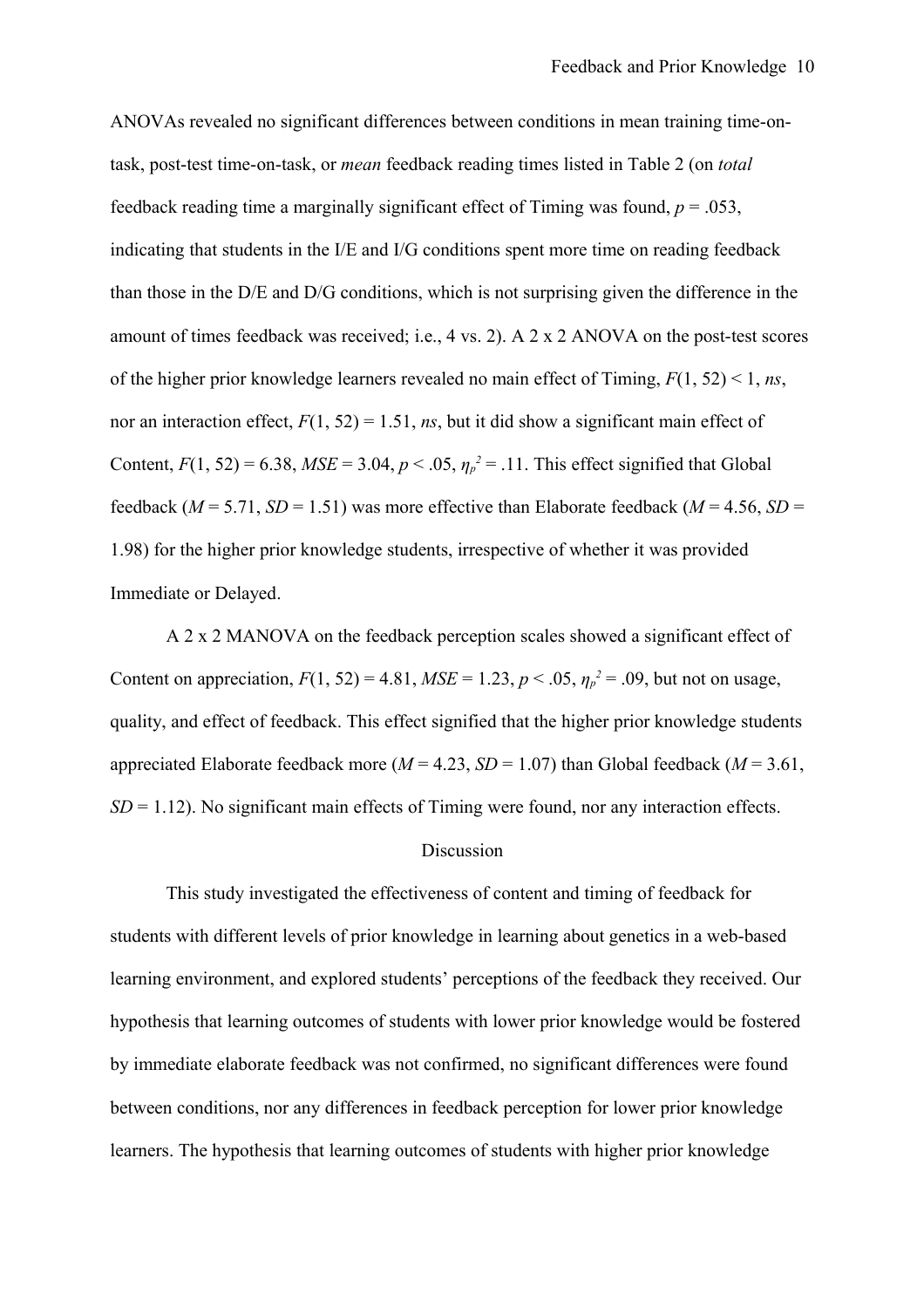ANOVAs revealed no significant differences between conditions in mean training time-on-task, post-test time-on-task, or *mean* feedback reading times listed in Table 2 (on *total* feedback reading time a marginally significant effect of Timing was found, $p = .053$, indicating that students in the I/E and I/G conditions spent more time on reading feedback than those in the D/E and D/G conditions, which is not surprising given the difference in the amount of times feedback was received; i.e., 4 vs. 2). A 2 x 2 ANOVA on the post-test scores of the higher prior knowledge learners revealed no main effect of Timing, $F(1, 52) < 1$, *ns*, nor an interaction effect, $F(1, 52) = 1.51$, *ns*, but it did show a significant main effect of Content, $F(1, 52) = 6.38$, $MSE = 3.04$, $p < .05$, $\eta_p^2 = .11$. This effect signified that Global feedback ($M = 5.71$, $SD = 1.51$) was more effective than Elaborate feedback ($M = 4.56$, $SD = 1.98$) for the higher prior knowledge students, irrespective of whether it was provided Immediate or Delayed.

A 2 x 2 MANOVA on the feedback perception scales showed a significant effect of Content on appreciation, $F(1, 52) = 4.81$, $MSE = 1.23$, $p < .05$, $\eta_p^2 = .09$, but not on usage, quality, and effect of feedback. This effect signified that the higher prior knowledge students appreciated Elaborate feedback more ($M = 4.23$, $SD = 1.07$) than Global feedback ($M = 3.61$, $SD = 1.12$). No significant main effects of Timing were found, nor any interaction effects.

## Discussion

This study investigated the effectiveness of content and timing of feedback for students with different levels of prior knowledge in learning about genetics in a web-based learning environment, and explored students' perceptions of the feedback they received. Our hypothesis that learning outcomes of students with lower prior knowledge would be fostered by immediate elaborate feedback was not confirmed, no significant differences were found between conditions, nor any differences in feedback perception for lower prior knowledge learners. The hypothesis that learning outcomes of students with higher prior knowledge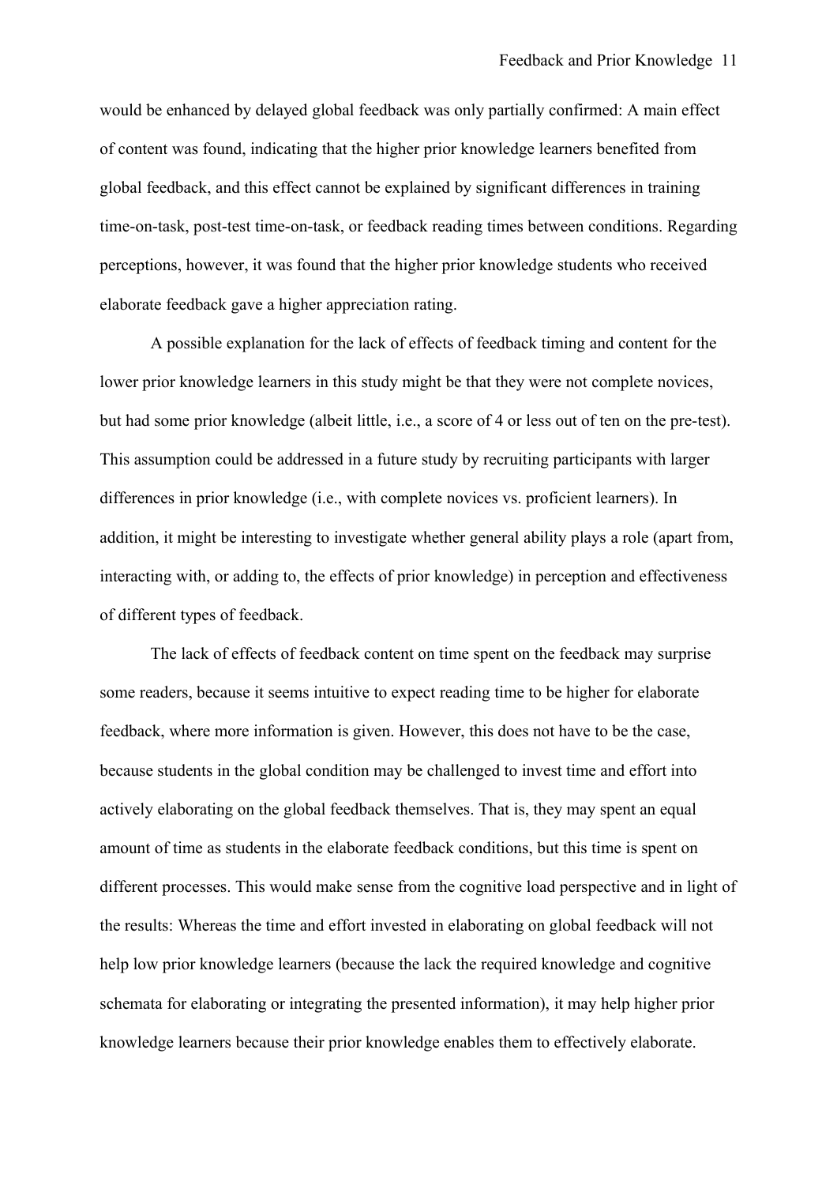would be enhanced by delayed global feedback was only partially confirmed: A main effect of content was found, indicating that the higher prior knowledge learners benefited from global feedback, and this effect cannot be explained by significant differences in training time-on-task, post-test time-on-task, or feedback reading times between conditions. Regarding perceptions, however, it was found that the higher prior knowledge students who received elaborate feedback gave a higher appreciation rating.

A possible explanation for the lack of effects of feedback timing and content for the lower prior knowledge learners in this study might be that they were not complete novices, but had some prior knowledge (albeit little, i.e., a score of 4 or less out of ten on the pre-test). This assumption could be addressed in a future study by recruiting participants with larger differences in prior knowledge (i.e., with complete novices vs. proficient learners). In addition, it might be interesting to investigate whether general ability plays a role (apart from, interacting with, or adding to, the effects of prior knowledge) in perception and effectiveness of different types of feedback.

The lack of effects of feedback content on time spent on the feedback may surprise some readers, because it seems intuitive to expect reading time to be higher for elaborate feedback, where more information is given. However, this does not have to be the case, because students in the global condition may be challenged to invest time and effort into actively elaborating on the global feedback themselves. That is, they may spent an equal amount of time as students in the elaborate feedback conditions, but this time is spent on different processes. This would make sense from the cognitive load perspective and in light of the results: Whereas the time and effort invested in elaborating on global feedback will not help low prior knowledge learners (because the lack the required knowledge and cognitive schemata for elaborating or integrating the presented information), it may help higher prior knowledge learners because their prior knowledge enables them to effectively elaborate.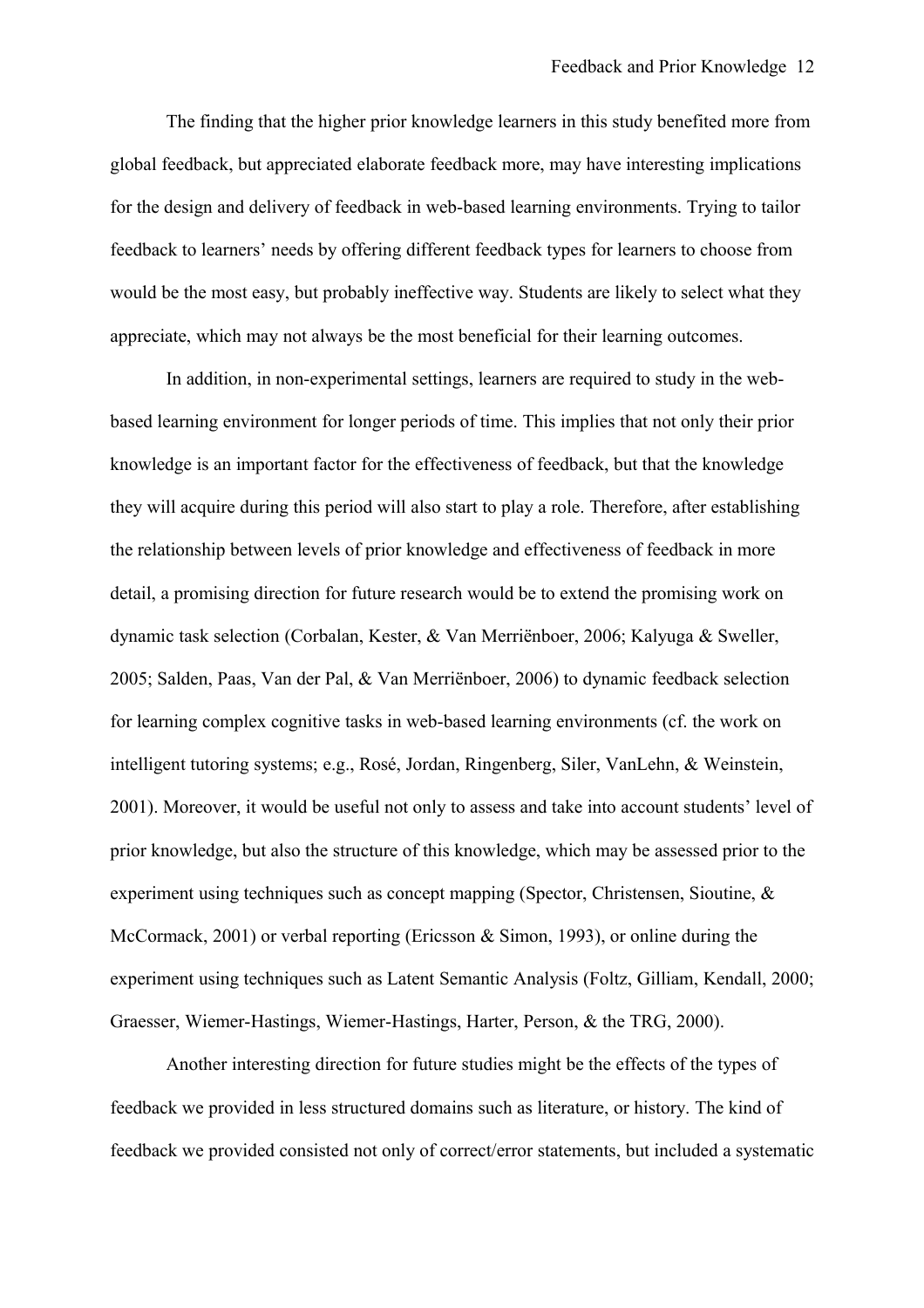The finding that the higher prior knowledge learners in this study benefited more from global feedback, but appreciated elaborate feedback more, may have interesting implications for the design and delivery of feedback in web-based learning environments. Trying to tailor feedback to learners' needs by offering different feedback types for learners to choose from would be the most easy, but probably ineffective way. Students are likely to select what they appreciate, which may not always be the most beneficial for their learning outcomes.

In addition, in non-experimental settings, learners are required to study in the web-based learning environment for longer periods of time. This implies that not only their prior knowledge is an important factor for the effectiveness of feedback, but that the knowledge they will acquire during this period will also start to play a role. Therefore, after establishing the relationship between levels of prior knowledge and effectiveness of feedback in more detail, a promising direction for future research would be to extend the promising work on dynamic task selection (Corbalan, Kester, & Van Merriënboer, 2006; Kalyuga & Sweller, 2005; Salden, Paas, Van der Pal, & Van Merriënboer, 2006) to dynamic feedback selection for learning complex cognitive tasks in web-based learning environments (cf. the work on intelligent tutoring systems; e.g., Rosé, Jordan, Ringenberg, Siler, VanLehn, & Weinstein, 2001). Moreover, it would be useful not only to assess and take into account students' level of prior knowledge, but also the structure of this knowledge, which may be assessed prior to the experiment using techniques such as concept mapping (Spector, Christensen, Sioutine, & McCormack, 2001) or verbal reporting (Ericsson & Simon, 1993), or online during the experiment using techniques such as Latent Semantic Analysis (Foltz, Gilliam, Kendall, 2000; Graesser, Wiemer-Hastings, Wiemer-Hastings, Harter, Person, & the TRG, 2000).

Another interesting direction for future studies might be the effects of the types of feedback we provided in less structured domains such as literature, or history. The kind of feedback we provided consisted not only of correct/error statements, but included a systematic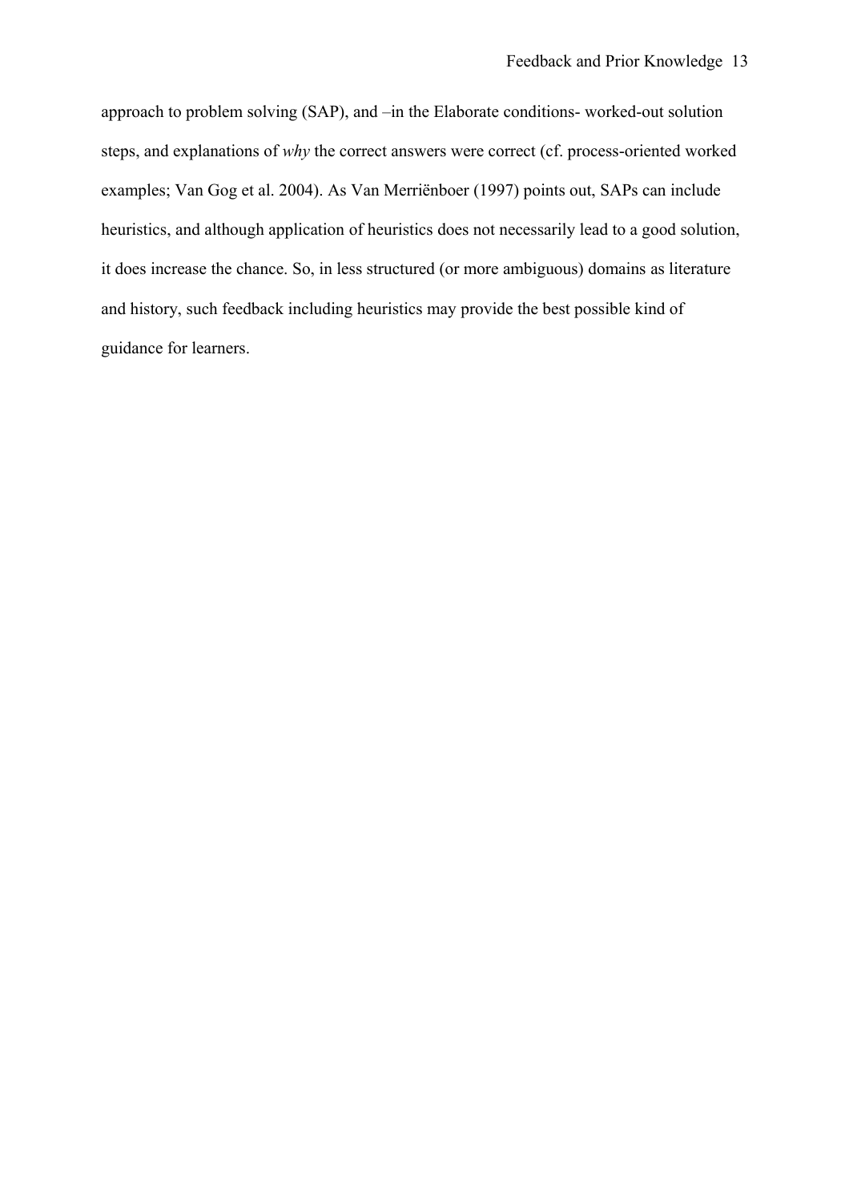approach to problem solving (SAP), and –in the Elaborate conditions- worked-out solution steps, and explanations of *why* the correct answers were correct (cf. process-oriented worked examples; Van Gog et al. 2004). As Van Merriënboer (1997) points out, SAPs can include heuristics, and although application of heuristics does not necessarily lead to a good solution, it does increase the chance. So, in less structured (or more ambiguous) domains as literature and history, such feedback including heuristics may provide the best possible kind of guidance for learners.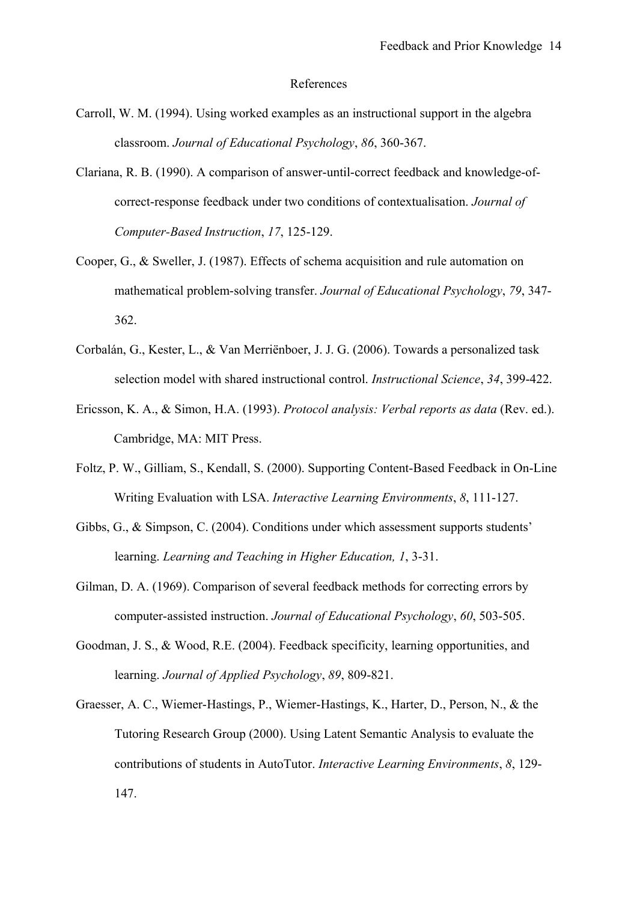# References

Carroll, W. M. (1994). Using worked examples as an instructional support in the algebra classroom. *Journal of Educational Psychology*, *86*, 360-367.

Clariana, R. B. (1990). A comparison of answer-until-correct feedback and knowledge-of-correct-response feedback under two conditions of contextualisation. *Journal of Computer-Based Instruction*, *17*, 125-129.

Cooper, G., & Sweller, J. (1987). Effects of schema acquisition and rule automation on mathematical problem-solving transfer. *Journal of Educational Psychology*, *79*, 347-362.

Corbalán, G., Kester, L., & Van Merriënboer, J. J. G. (2006). Towards a personalized task selection model with shared instructional control. *Instructional Science*, *34*, 399-422.

Ericsson, K. A., & Simon, H.A. (1993). *Protocol analysis: Verbal reports as data* (Rev. ed.). Cambridge, MA: MIT Press.

Foltz, P. W., Gilliam, S., Kendall, S. (2000). Supporting Content-Based Feedback in On-Line Writing Evaluation with LSA. *Interactive Learning Environments*, *8*, 111-127.

Gibbs, G., & Simpson, C. (2004). Conditions under which assessment supports students' learning. *Learning and Teaching in Higher Education, 1*, 3-31.

Gilman, D. A. (1969). Comparison of several feedback methods for correcting errors by computer-assisted instruction. *Journal of Educational Psychology*, *60*, 503-505.

Goodman, J. S., & Wood, R.E. (2004). Feedback specificity, learning opportunities, and learning. *Journal of Applied Psychology*, *89*, 809-821.

Graesser, A. C., Wiemer-Hastings, P., Wiemer-Hastings, K., Harter, D., Person, N., & the Tutoring Research Group (2000). Using Latent Semantic Analysis to evaluate the contributions of students in AutoTutor. *Interactive Learning Environments*, *8*, 129-147.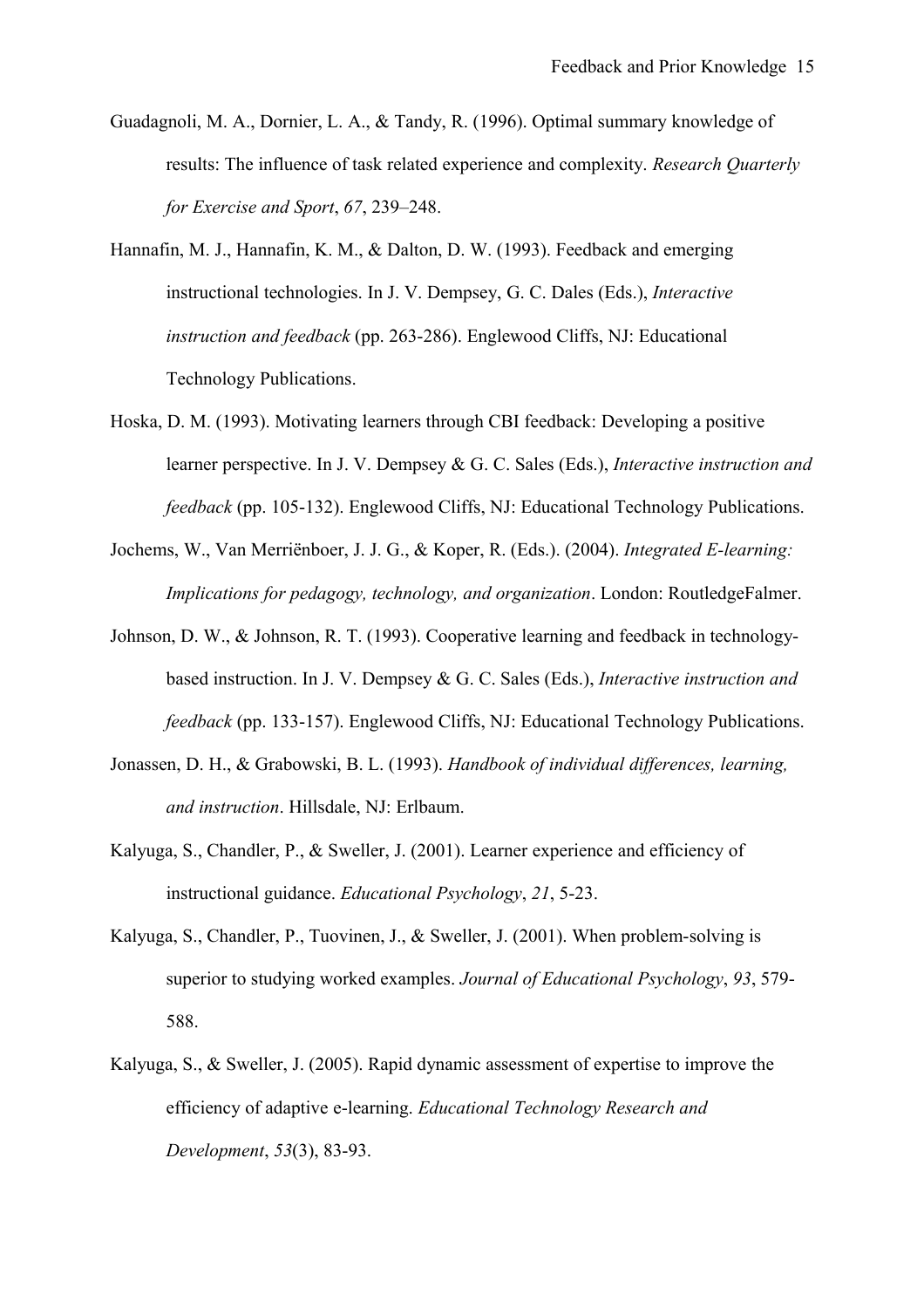Guadagnoli, M. A., Dornier, L. A., & Tandy, R. (1996). Optimal summary knowledge of results: The influence of task related experience and complexity. *Research Quarterly for Exercise and Sport*, *67*, 239–248.

Hannafin, M. J., Hannafin, K. M., & Dalton, D. W. (1993). Feedback and emerging instructional technologies. In J. V. Dempsey, G. C. Dales (Eds.), *Interactive instruction and feedback* (pp. 263-286). Englewood Cliffs, NJ: Educational Technology Publications.

Hoska, D. M. (1993). Motivating learners through CBI feedback: Developing a positive learner perspective. In J. V. Dempsey & G. C. Sales (Eds.), *Interactive instruction and feedback* (pp. 105-132). Englewood Cliffs, NJ: Educational Technology Publications.

Jochems, W., Van Merriënboer, J. J. G., & Koper, R. (Eds.). (2004). *Integrated E-learning: Implications for pedagogy, technology, and organization*. London: RoutledgeFalmer.

Johnson, D. W., & Johnson, R. T. (1993). Cooperative learning and feedback in technology-based instruction. In J. V. Dempsey & G. C. Sales (Eds.), *Interactive instruction and feedback* (pp. 133-157). Englewood Cliffs, NJ: Educational Technology Publications.

Jonassen, D. H., & Grabowski, B. L. (1993). *Handbook of individual differences, learning, and instruction*. Hillsdale, NJ: Erlbaum.

Kalyuga, S., Chandler, P., & Sweller, J. (2001). Learner experience and efficiency of instructional guidance. *Educational Psychology*, *21*, 5-23.

Kalyuga, S., Chandler, P., Tuovinen, J., & Sweller, J. (2001). When problem-solving is superior to studying worked examples. *Journal of Educational Psychology*, *93*, 579-588.

Kalyuga, S., & Sweller, J. (2005). Rapid dynamic assessment of expertise to improve the efficiency of adaptive e-learning. *Educational Technology Research and Development*, *53*(3), 83-93.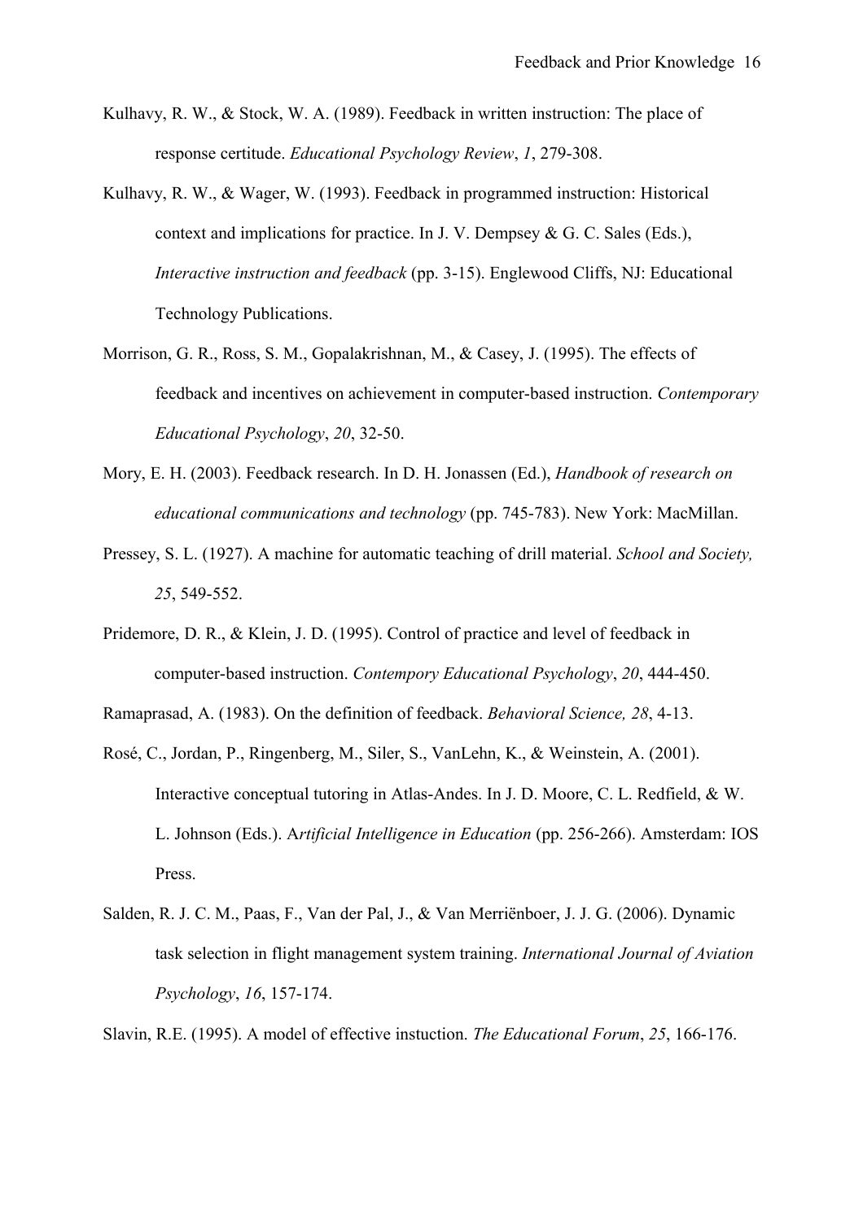Kulhavy, R. W., & Stock, W. A. (1989). Feedback in written instruction: The place of response certitude. *Educational Psychology Review*, *1*, 279-308.

Kulhavy, R. W., & Wager, W. (1993). Feedback in programmed instruction: Historical context and implications for practice. In J. V. Dempsey & G. C. Sales (Eds.), *Interactive instruction and feedback* (pp. 3-15). Englewood Cliffs, NJ: Educational Technology Publications.

Morrison, G. R., Ross, S. M., Gopalakrishnan, M., & Casey, J. (1995). The effects of feedback and incentives on achievement in computer-based instruction. *Contemporary Educational Psychology*, *20*, 32-50.

Mory, E. H. (2003). Feedback research. In D. H. Jonassen (Ed.), *Handbook of research on educational communications and technology* (pp. 745-783). New York: MacMillan.

Pressey, S. L. (1927). A machine for automatic teaching of drill material. *School and Society, 25*, 549-552.

Pridemore, D. R., & Klein, J. D. (1995). Control of practice and level of feedback in computer-based instruction. *Contempory Educational Psychology*, *20*, 444-450.

Ramaprasad, A. (1983). On the definition of feedback. *Behavioral Science, 28*, 4-13.

Rosé, C., Jordan, P., Ringenberg, M., Siler, S., VanLehn, K., & Weinstein, A. (2001). Interactive conceptual tutoring in Atlas-Andes. In J. D. Moore, C. L. Redfield, & W. L. Johnson (Eds.). A*rtificial Intelligence in Education* (pp. 256-266). Amsterdam: IOS Press.

Salden, R. J. C. M., Paas, F., Van der Pal, J., & Van Merriënboer, J. J. G. (2006). Dynamic task selection in flight management system training. *International Journal of Aviation Psychology*, *16*, 157-174.

Slavin, R.E. (1995). A model of effective instuction. *The Educational Forum*, *25*, 166-176.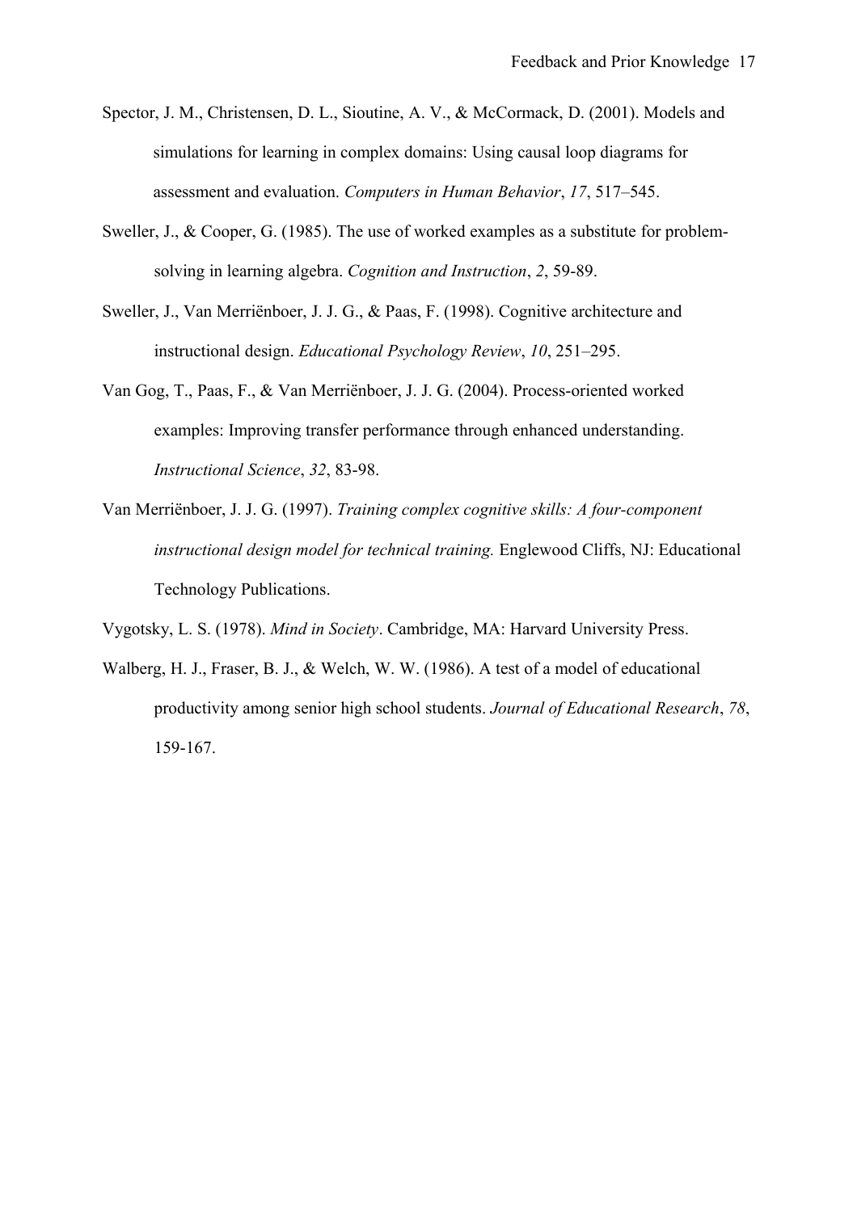Spector, J. M., Christensen, D. L., Sioutine, A. V., & McCormack, D. (2001). Models and simulations for learning in complex domains: Using causal loop diagrams for assessment and evaluation. *Computers in Human Behavior*, *17*, 517–545.

Sweller, J., & Cooper, G. (1985). The use of worked examples as a substitute for problem-solving in learning algebra. *Cognition and Instruction*, *2*, 59-89.

Sweller, J., Van Merriënboer, J. J. G., & Paas, F. (1998). Cognitive architecture and instructional design. *Educational Psychology Review*, *10*, 251–295.

Van Gog, T., Paas, F., & Van Merriënboer, J. J. G. (2004). Process-oriented worked examples: Improving transfer performance through enhanced understanding. *Instructional Science*, *32*, 83-98.

Van Merriënboer, J. J. G. (1997). *Training complex cognitive skills: A four-component instructional design model for technical training.* Englewood Cliffs, NJ: Educational Technology Publications.

Vygotsky, L. S. (1978). *Mind in Society*. Cambridge, MA: Harvard University Press.

Walberg, H. J., Fraser, B. J., & Welch, W. W. (1986). A test of a model of educational productivity among senior high school students. *Journal of Educational Research*, *78*, 159-167.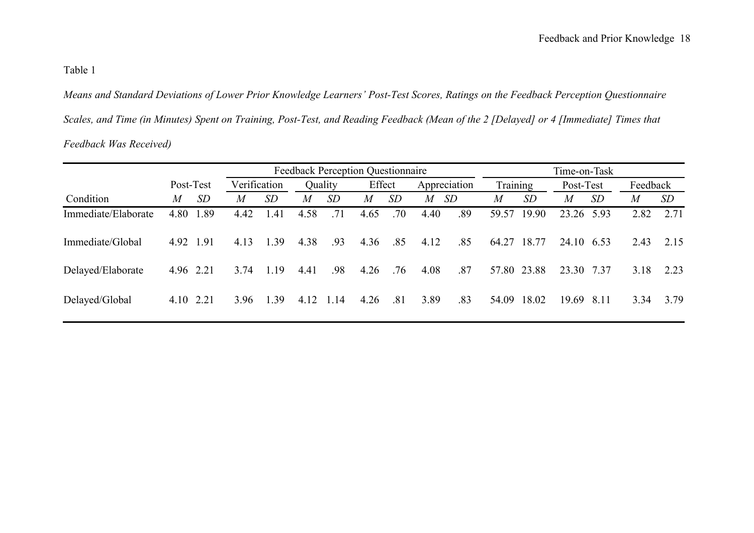Table 1

*Means and Standard Deviations of Lower Prior Knowledge Learners' Post-Test Scores, Ratings on the Feedback Perception Questionnaire Scales, and Time (in Minutes) Spent on Training, Post-Test, and Reading Feedback (Mean of the 2 [Delayed] or 4 [Immediate] Times that Feedback Was Received)*

| | | | Feedback Perception Questionnaire | | | | | | | | Time-on-Task | | | | | |
|---|---|---|---|---|---|---|---|---|---|---|---|---|---|---|---|---|
| | Post-Test | | Verification | | Quality | | Effect | | Appreciation | | Training | | Post-Test | | Feedback | |
| Condition | *M* | *SD* | *M* | *SD* | *M* | *SD* | *M* | *SD* | *M* | *SD* | *M* | *SD* | *M* | *SD* | *M* | *SD* |
| Immediate/Elaborate | 4.80 | 1.89 | 4.42 | 1.41 | 4.58 | .71 | 4.65 | .70 | 4.40 | .89 | 59.57 | 19.90 | 23.26 | 5.93 | 2.82 | 2.71 |
| Immediate/Global | 4.92 | 1.91 | 4.13 | 1.39 | 4.38 | .93 | 4.36 | .85 | 4.12 | .85 | 64.27 | 18.77 | 24.10 | 6.53 | 2.43 | 2.15 |
| Delayed/Elaborate | 4.96 | 2.21 | 3.74 | 1.19 | 4.41 | .98 | 4.26 | .76 | 4.08 | .87 | 57.80 | 23.88 | 23.30 | 7.37 | 3.18 | 2.23 |
| Delayed/Global | 4.10 | 2.21 | 3.96 | 1.39 | 4.12 | 1.14 | 4.26 | .81 | 3.89 | .83 | 54.09 | 18.02 | 19.69 | 8.11 | 3.34 | 3.79 |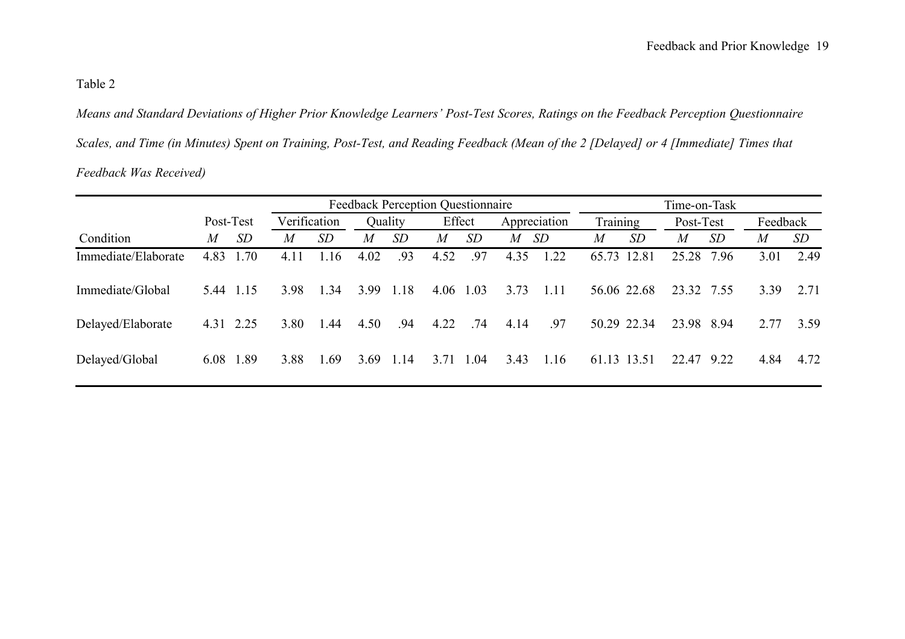Table 2

*Means and Standard Deviations of Higher Prior Knowledge Learners' Post-Test Scores, Ratings on the Feedback Perception Questionnaire Scales, and Time (in Minutes) Spent on Training, Post-Test, and Reading Feedback (Mean of the 2 [Delayed] or 4 [Immediate] Times that Feedback Was Received)*

| | | | Feedback Perception Questionnaire | | | | | | | | Time-on-Task | | | | | |
|---|---|---|---|---|---|---|---|---|---|---|---|---|---|---|---|---|
| | Post-Test | | Verification | | Quality | | Effect | | Appreciation | | Training | | Post-Test | | Feedback | |
| Condition | *M* | *SD* | *M* | *SD* | *M* | *SD* | *M* | *SD* | *M* | *SD* | *M* | *SD* | *M* | *SD* | *M* | *SD* |
| Immediate/Elaborate | 4.83 | 1.70 | 4.11 | 1.16 | 4.02 | .93 | 4.52 | .97 | 4.35 | 1.22 | 65.73 | 12.81 | 25.28 | 7.96 | 3.01 | 2.49 |
| Immediate/Global | 5.44 | 1.15 | 3.98 | 1.34 | 3.99 | 1.18 | 4.06 | 1.03 | 3.73 | 1.11 | 56.06 | 22.68 | 23.32 | 7.55 | 3.39 | 2.71 |
| Delayed/Elaborate | 4.31 | 2.25 | 3.80 | 1.44 | 4.50 | .94 | 4.22 | .74 | 4.14 | .97 | 50.29 | 22.34 | 23.98 | 8.94 | 2.77 | 3.59 |
| Delayed/Global | 6.08 | 1.89 | 3.88 | 1.69 | 3.69 | 1.14 | 3.71 | 1.04 | 3.43 | 1.16 | 61.13 | 13.51 | 22.47 | 9.22 | 4.84 | 4.72 |